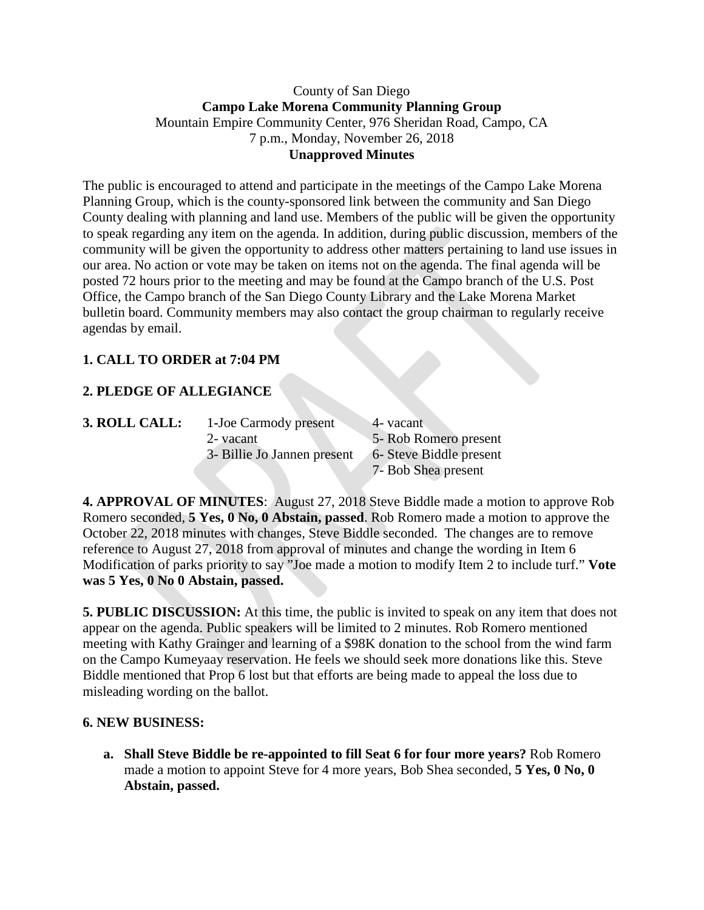County of San Diego
**Campo Lake Morena Community Planning Group**
Mountain Empire Community Center, 976 Sheridan Road, Campo, CA
7 p.m., Monday, November 26, 2018
**Unapproved Minutes**

The public is encouraged to attend and participate in the meetings of the Campo Lake Morena Planning Group, which is the county-sponsored link between the community and San Diego County dealing with planning and land use. Members of the public will be given the opportunity to speak regarding any item on the agenda. In addition, during public discussion, members of the community will be given the opportunity to address other matters pertaining to land use issues in our area. No action or vote may be taken on items not on the agenda. The final agenda will be posted 72 hours prior to the meeting and may be found at the Campo branch of the U.S. Post Office, the Campo branch of the San Diego County Library and the Lake Morena Market bulletin board. Community members may also contact the group chairman to regularly receive agendas by email.

**1. CALL TO ORDER at 7:04 PM**

**2. PLEDGE OF ALLEGIANCE**

**3. ROLL CALL:**

1-Joe Carmody present
2- vacant
3- Billie Jo Jannen present
4- vacant
5- Rob Romero present
6- Steve Biddle present
7- Bob Shea present

**4. APPROVAL OF MINUTES**: August 27, 2018 Steve Biddle made a motion to approve Rob Romero seconded, **5 Yes, 0 No, 0 Abstain, passed**. Rob Romero made a motion to approve the October 22, 2018 minutes with changes, Steve Biddle seconded. The changes are to remove reference to August 27, 2018 from approval of minutes and change the wording in Item 6 Modification of parks priority to say "Joe made a motion to modify Item 2 to include turf." **Vote was 5 Yes, 0 No 0 Abstain, passed.**

**5. PUBLIC DISCUSSION:** At this time, the public is invited to speak on any item that does not appear on the agenda. Public speakers will be limited to 2 minutes. Rob Romero mentioned meeting with Kathy Grainger and learning of a $98K donation to the school from the wind farm on the Campo Kumeyaay reservation. He feels we should seek more donations like this. Steve Biddle mentioned that Prop 6 lost but that efforts are being made to appeal the loss due to misleading wording on the ballot.

**6. NEW BUSINESS:**

a. **Shall Steve Biddle be re-appointed to fill Seat 6 for four more years?** Rob Romero made a motion to appoint Steve for 4 more years, Bob Shea seconded, **5 Yes, 0 No, 0 Abstain, passed.**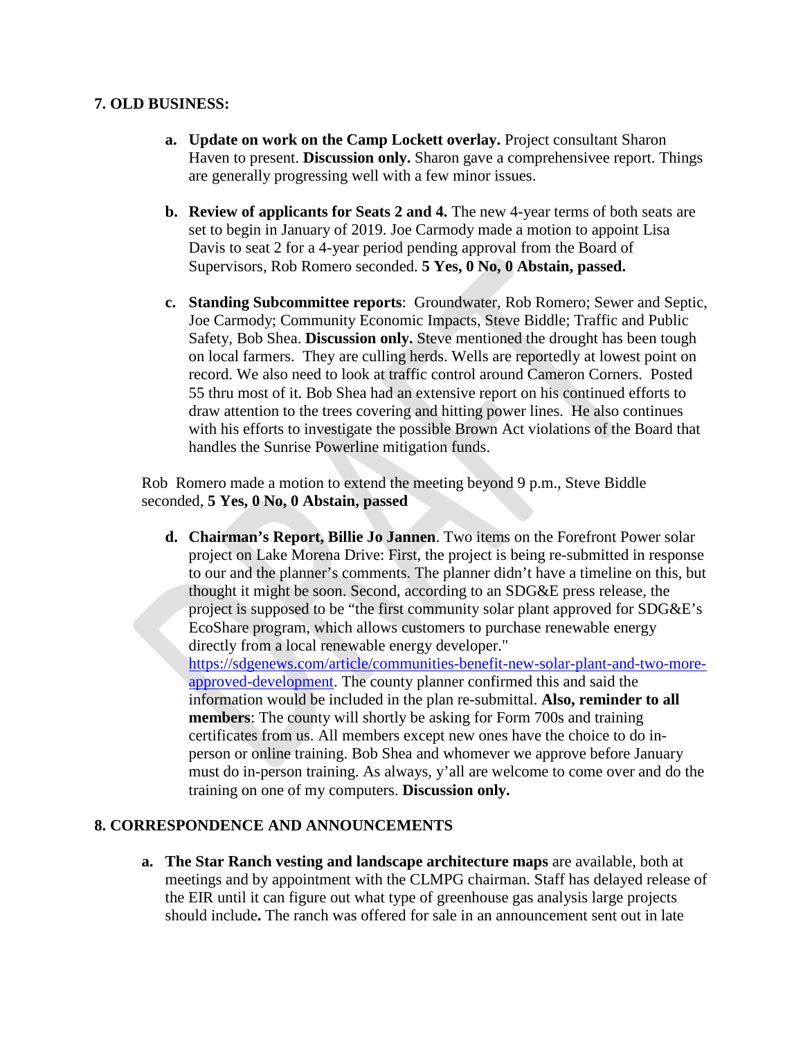**7. OLD BUSINESS:**

a. **Update on work on the Camp Lockett overlay.** Project consultant Sharon Haven to present. **Discussion only.** Sharon gave a comprehensivee report. Things are generally progressing well with a few minor issues.

b. **Review of applicants for Seats 2 and 4.** The new 4-year terms of both seats are set to begin in January of 2019. Joe Carmody made a motion to appoint Lisa Davis to seat 2 for a 4-year period pending approval from the Board of Supervisors, Rob Romero seconded. **5 Yes, 0 No, 0 Abstain, passed.**

c. **Standing Subcommittee reports**: Groundwater, Rob Romero; Sewer and Septic, Joe Carmody; Community Economic Impacts, Steve Biddle; Traffic and Public Safety, Bob Shea. **Discussion only.** Steve mentioned the drought has been tough on local farmers. They are culling herds. Wells are reportedly at lowest point on record. We also need to look at traffic control around Cameron Corners. Posted 55 thru most of it. Bob Shea had an extensive report on his continued efforts to draw attention to the trees covering and hitting power lines. He also continues with his efforts to investigate the possible Brown Act violations of the Board that handles the Sunrise Powerline mitigation funds.

Rob Romero made a motion to extend the meeting beyond 9 p.m., Steve Biddle seconded, **5 Yes, 0 No, 0 Abstain, passed**

d. **Chairman's Report, Billie Jo Jannen**. Two items on the Forefront Power solar project on Lake Morena Drive: First, the project is being re-submitted in response to our and the planner's comments. The planner didn't have a timeline on this, but thought it might be soon. Second, according to an SDG&E press release, the project is supposed to be "the first community solar plant approved for SDG&E's EcoShare program, which allows customers to purchase renewable energy directly from a local renewable energy developer." [https://sdgenews.com/article/communities-benefit-new-solar-plant-and-two-more-approved-development](https://sdgenews.com/article/communities-benefit-new-solar-plant-and-two-more-approved-development). The county planner confirmed this and said the information would be included in the plan re-submittal. **Also, reminder to all members**: The county will shortly be asking for Form 700s and training certificates from us. All members except new ones have the choice to do in-person or online training. Bob Shea and whomever we approve before January must do in-person training. As always, y'all are welcome to come over and do the training on one of my computers. **Discussion only.**

**8. CORRESPONDENCE AND ANNOUNCEMENTS**

a. **The Star Ranch vesting and landscape architecture maps** are available, both at meetings and by appointment with the CLMPG chairman. Staff has delayed release of the EIR until it can figure out what type of greenhouse gas analysis large projects should include**.** The ranch was offered for sale in an announcement sent out in late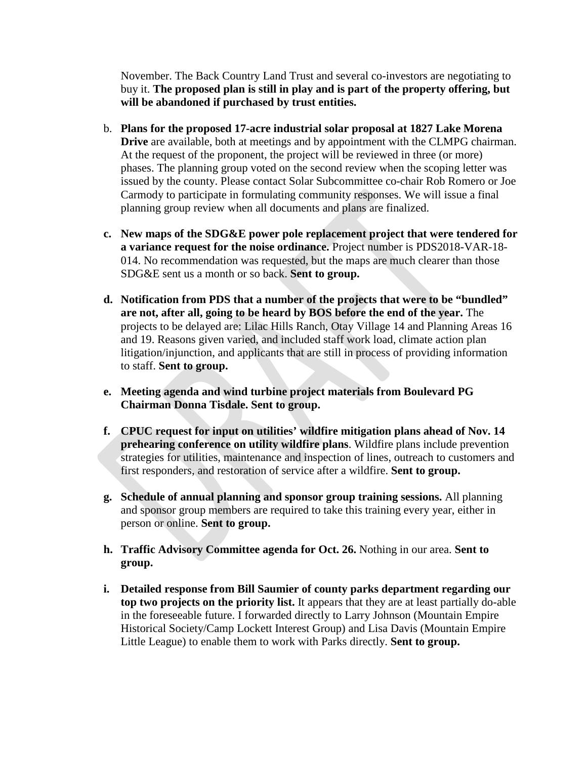November. The Back Country Land Trust and several co-investors are negotiating to buy it. **The proposed plan is still in play and is part of the property offering, but will be abandoned if purchased by trust entities.**

b. **Plans for the proposed 17-acre industrial solar proposal at 1827 Lake Morena Drive** are available, both at meetings and by appointment with the CLMPG chairman. At the request of the proponent, the project will be reviewed in three (or more) phases. The planning group voted on the second review when the scoping letter was issued by the county. Please contact Solar Subcommittee co-chair Rob Romero or Joe Carmody to participate in formulating community responses. We will issue a final planning group review when all documents and plans are finalized.

c. **New maps of the SDG&E power pole replacement project that were tendered for a variance request for the noise ordinance.** Project number is PDS2018-VAR-18-014. No recommendation was requested, but the maps are much clearer than those SDG&E sent us a month or so back. **Sent to group.**

d. **Notification from PDS that a number of the projects that were to be "bundled" are not, after all, going to be heard by BOS before the end of the year.** The projects to be delayed are: Lilac Hills Ranch, Otay Village 14 and Planning Areas 16 and 19. Reasons given varied, and included staff work load, climate action plan litigation/injunction, and applicants that are still in process of providing information to staff. **Sent to group.**

e. **Meeting agenda and wind turbine project materials from Boulevard PG Chairman Donna Tisdale. Sent to group.**

f. **CPUC request for input on utilities' wildfire mitigation plans ahead of Nov. 14 prehearing conference on utility wildfire plans**. Wildfire plans include prevention strategies for utilities, maintenance and inspection of lines, outreach to customers and first responders, and restoration of service after a wildfire. **Sent to group.**

g. **Schedule of annual planning and sponsor group training sessions.** All planning and sponsor group members are required to take this training every year, either in person or online. **Sent to group.**

h. **Traffic Advisory Committee agenda for Oct. 26.** Nothing in our area. **Sent to group.**

i. **Detailed response from Bill Saumier of county parks department regarding our top two projects on the priority list.** It appears that they are at least partially do-able in the foreseeable future. I forwarded directly to Larry Johnson (Mountain Empire Historical Society/Camp Lockett Interest Group) and Lisa Davis (Mountain Empire Little League) to enable them to work with Parks directly. **Sent to group.**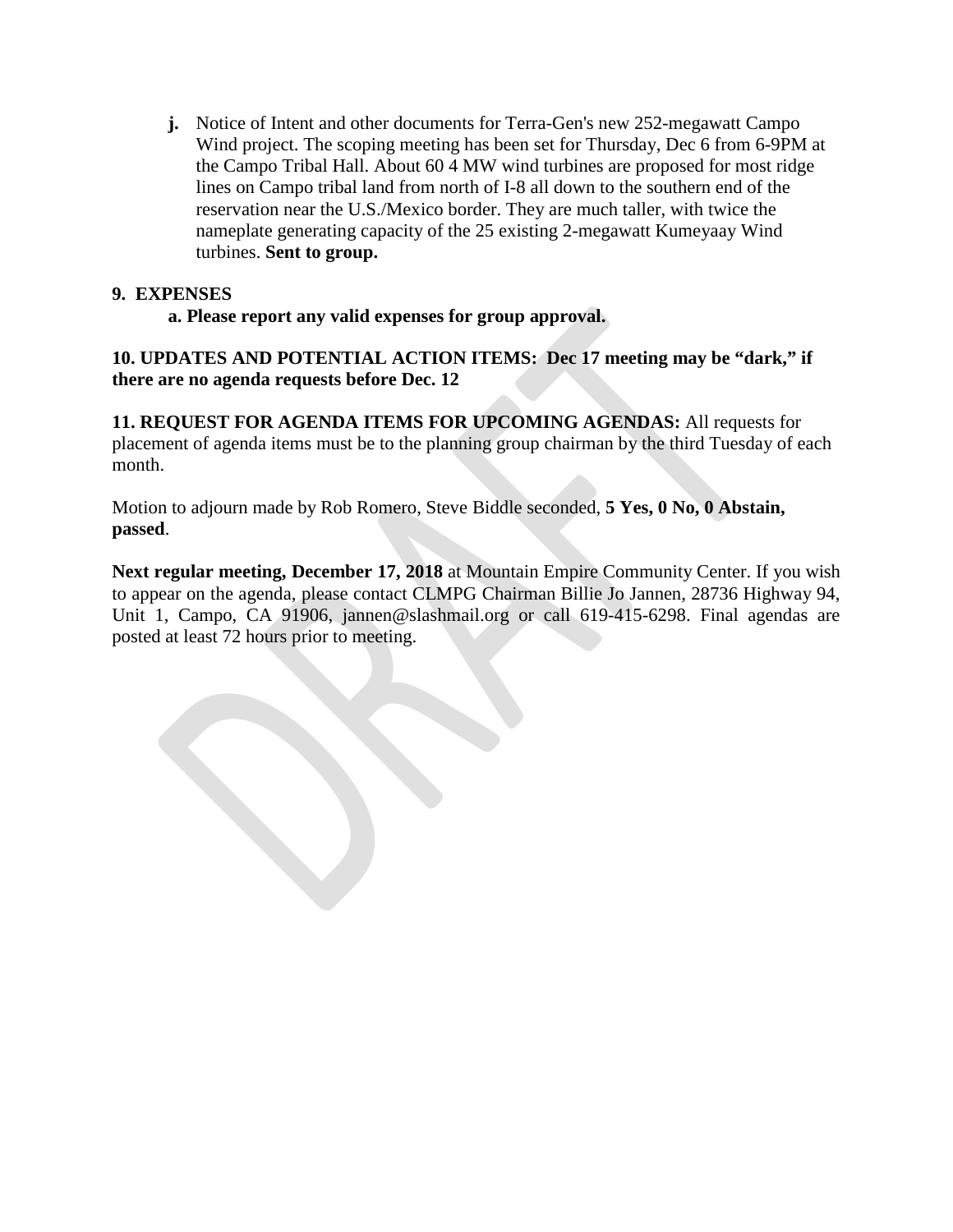**j.** Notice of Intent and other documents for Terra-Gen's new 252-megawatt Campo Wind project. The scoping meeting has been set for Thursday, Dec 6 from 6-9PM at the Campo Tribal Hall. About 60 4 MW wind turbines are proposed for most ridge lines on Campo tribal land from north of I-8 all down to the southern end of the reservation near the U.S./Mexico border. They are much taller, with twice the nameplate generating capacity of the 25 existing 2-megawatt Kumeyaay Wind turbines. **Sent to group.**

**9. EXPENSES**

**a. Please report any valid expenses for group approval.**

**10. UPDATES AND POTENTIAL ACTION ITEMS: Dec 17 meeting may be "dark," if there are no agenda requests before Dec. 12**

**11. REQUEST FOR AGENDA ITEMS FOR UPCOMING AGENDAS:** All requests for placement of agenda items must be to the planning group chairman by the third Tuesday of each month.

Motion to adjourn made by Rob Romero, Steve Biddle seconded, **5 Yes, 0 No, 0 Abstain, passed**.

**Next regular meeting, December 17, 2018** at Mountain Empire Community Center. If you wish to appear on the agenda, please contact CLMPG Chairman Billie Jo Jannen, 28736 Highway 94, Unit 1, Campo, CA 91906, jannen@slashmail.org or call 619-415-6298. Final agendas are posted at least 72 hours prior to meeting.